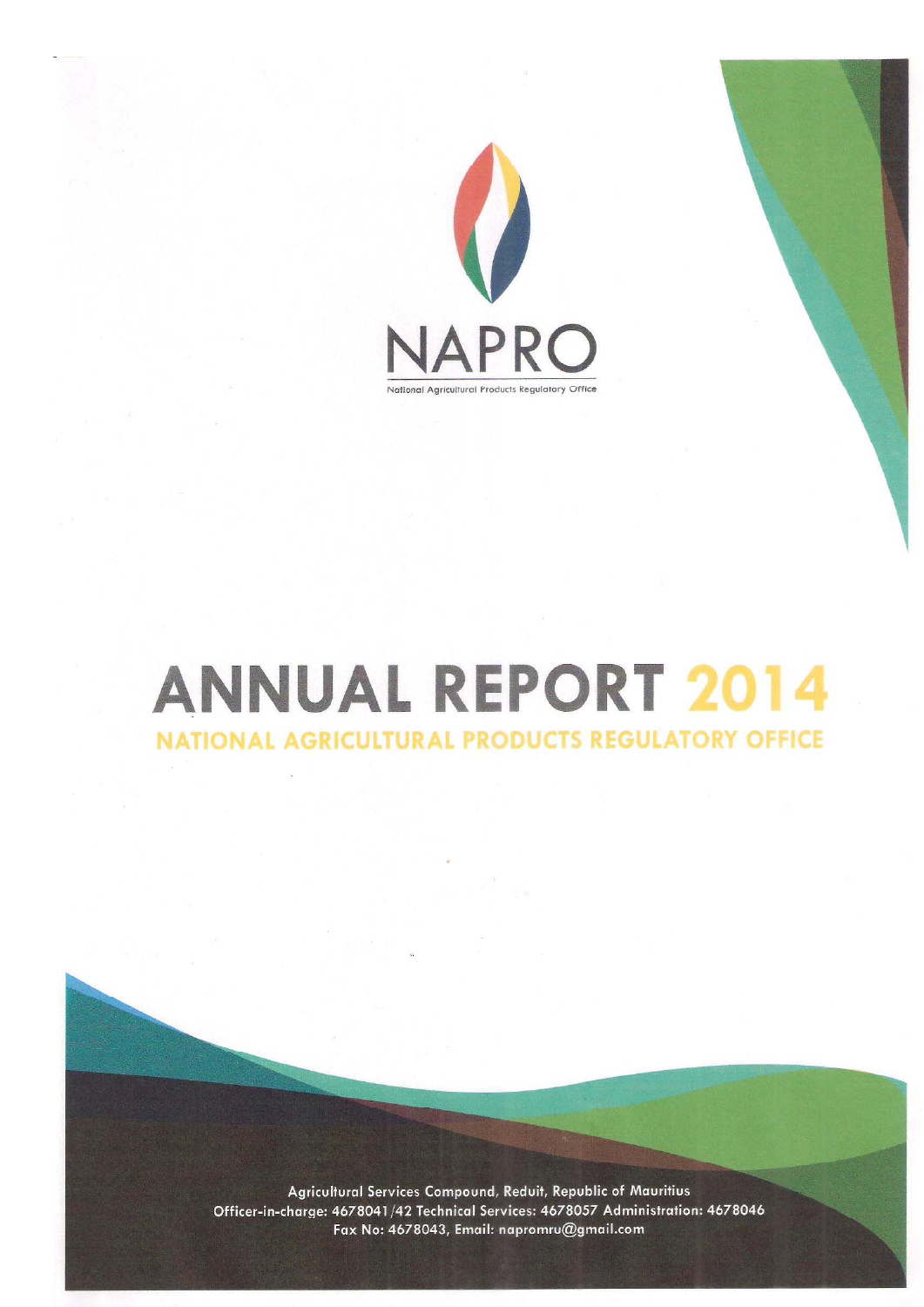NAPRO

National Agricultural Products Regulatory Office

# ANNUAL REPORT 2014

## NATIONAL AGRICULTURAL PRODUCTS REGULATORY OFFICE

Agricultural Services Compound, Reduit, Republic of Mauritius
Officer-in-charge: 4678041/42 Technical Services: 4678057 Administration: 4678046
Fax No: 4678043, Email: napromru@gmail.com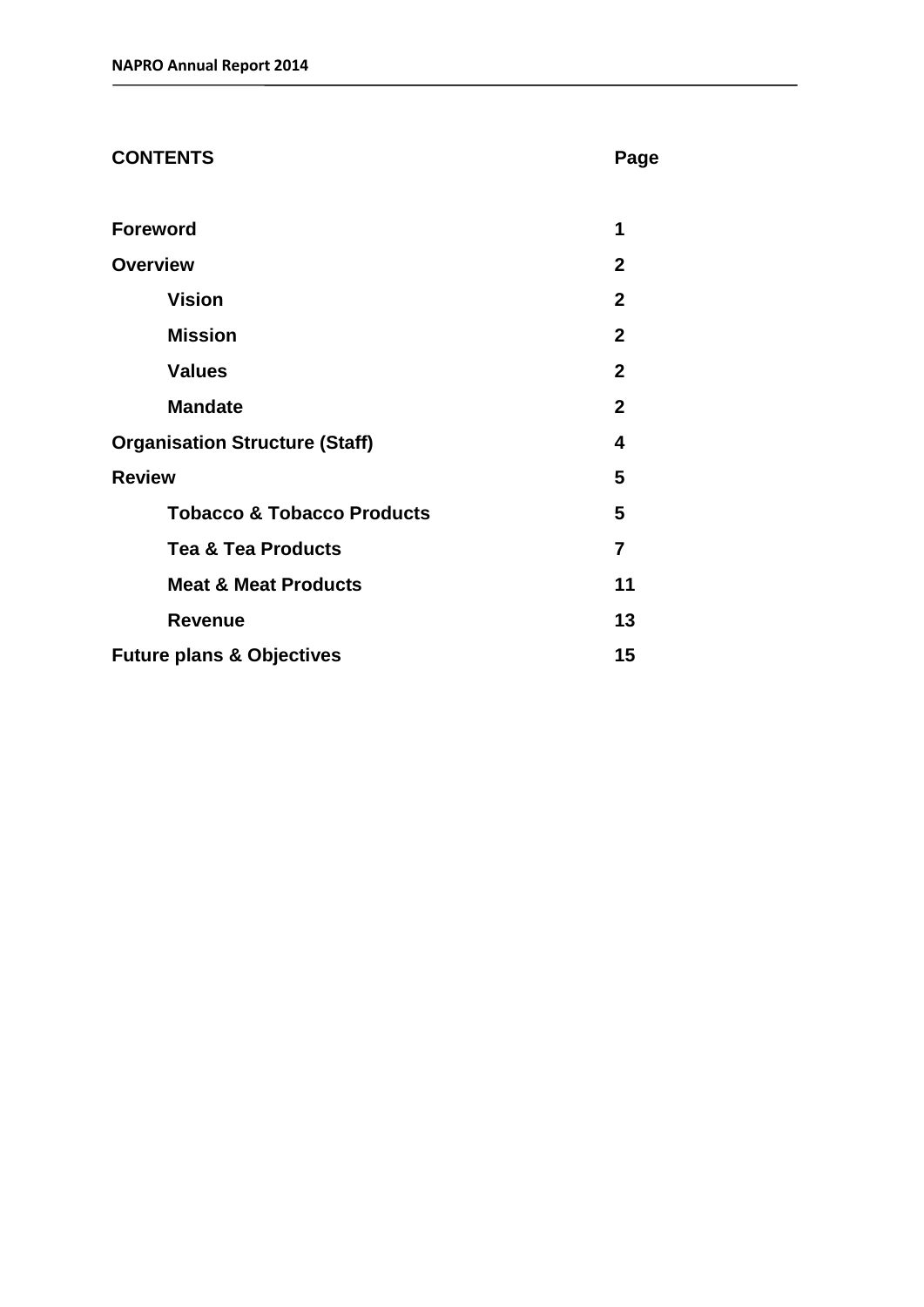## CONTENTS

| | Page |
|---|---|
| **Foreword** | **1** |
| **Overview** | **2** |
| **Vision** | **2** |
| **Mission** | **2** |
| **Values** | **2** |
| **Mandate** | **2** |
| **Organisation Structure (Staff)** | **4** |
| **Review** | **5** |
| **Tobacco & Tobacco Products** | **5** |
| **Tea & Tea Products** | **7** |
| **Meat & Meat Products** | **11** |
| **Revenue** | **13** |
| **Future plans & Objectives** | **15** |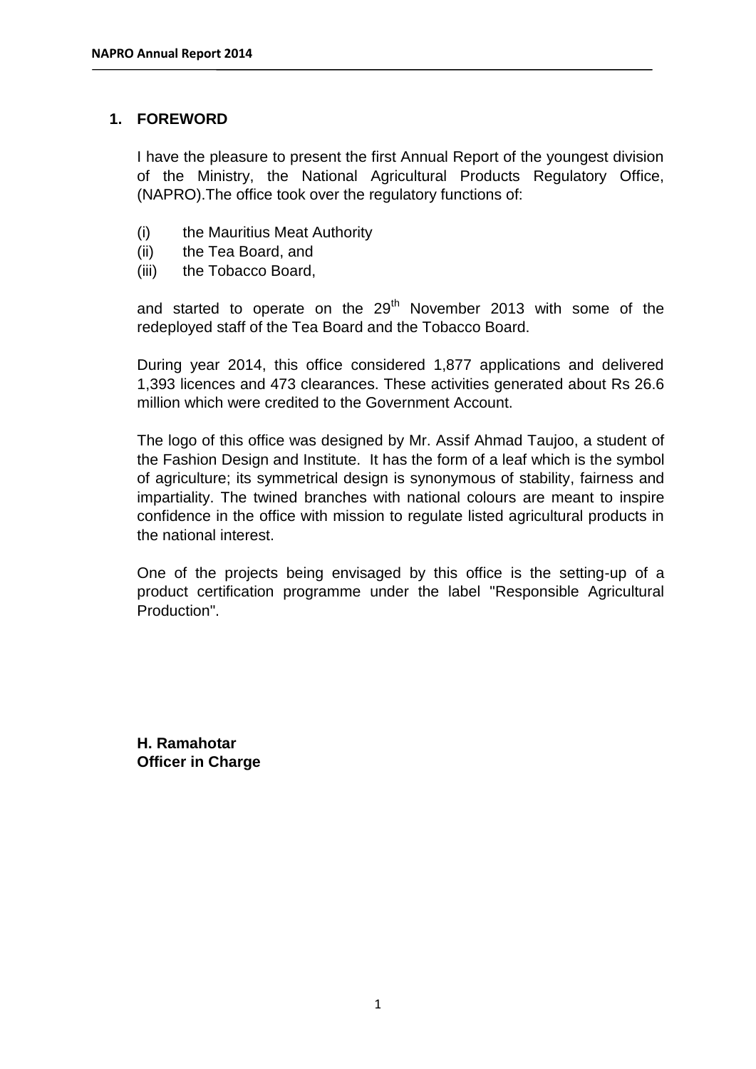## 1. FOREWORD

I have the pleasure to present the first Annual Report of the youngest division of the Ministry, the National Agricultural Products Regulatory Office, (NAPRO).The office took over the regulatory functions of:

(i) the Mauritius Meat Authority
(ii) the Tea Board, and
(iii) the Tobacco Board,

and started to operate on the 29th November 2013 with some of the redeployed staff of the Tea Board and the Tobacco Board.

During year 2014, this office considered 1,877 applications and delivered 1,393 licences and 473 clearances. These activities generated about Rs 26.6 million which were credited to the Government Account.

The logo of this office was designed by Mr. Assif Ahmad Taujoo, a student of the Fashion Design and Institute. It has the form of a leaf which is the symbol of agriculture; its symmetrical design is synonymous of stability, fairness and impartiality. The twined branches with national colours are meant to inspire confidence in the office with mission to regulate listed agricultural products in the national interest.

One of the projects being envisaged by this office is the setting-up of a product certification programme under the label "Responsible Agricultural Production".

**H. Ramahotar**
**Officer in Charge**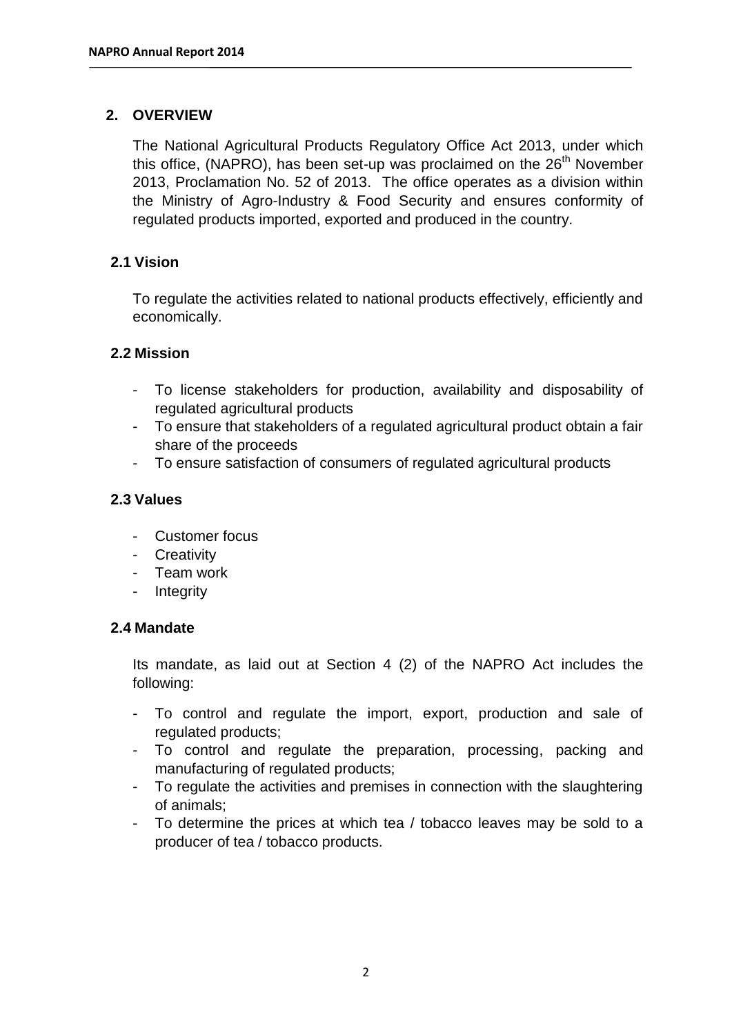## 2. OVERVIEW

The National Agricultural Products Regulatory Office Act 2013, under which this office, (NAPRO), has been set-up was proclaimed on the 26th November 2013, Proclamation No. 52 of 2013. The office operates as a division within the Ministry of Agro-Industry & Food Security and ensures conformity of regulated products imported, exported and produced in the country.

### 2.1 Vision

To regulate the activities related to national products effectively, efficiently and economically.

### 2.2 Mission

- To license stakeholders for production, availability and disposability of regulated agricultural products
- To ensure that stakeholders of a regulated agricultural product obtain a fair share of the proceeds
- To ensure satisfaction of consumers of regulated agricultural products

### 2.3 Values

- Customer focus
- Creativity
- Team work
- Integrity

### 2.4 Mandate

Its mandate, as laid out at Section 4 (2) of the NAPRO Act includes the following:

- To control and regulate the import, export, production and sale of regulated products;
- To control and regulate the preparation, processing, packing and manufacturing of regulated products;
- To regulate the activities and premises in connection with the slaughtering of animals;
- To determine the prices at which tea / tobacco leaves may be sold to a producer of tea / tobacco products.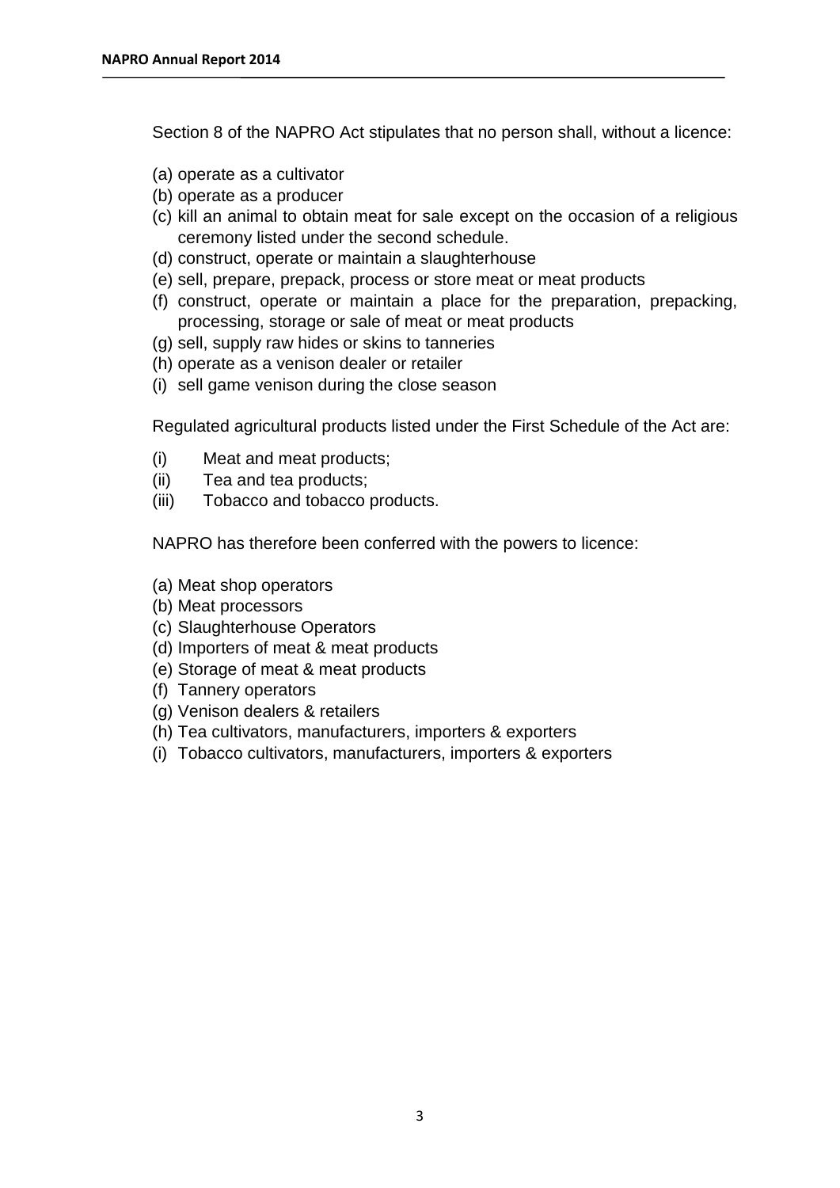Section 8 of the NAPRO Act stipulates that no person shall, without a licence:

(a) operate as a cultivator
(b) operate as a producer
(c) kill an animal to obtain meat for sale except on the occasion of a religious ceremony listed under the second schedule.
(d) construct, operate or maintain a slaughterhouse
(e) sell, prepare, prepack, process or store meat or meat products
(f) construct, operate or maintain a place for the preparation, prepacking, processing, storage or sale of meat or meat products
(g) sell, supply raw hides or skins to tanneries
(h) operate as a venison dealer or retailer
(i) sell game venison during the close season

Regulated agricultural products listed under the First Schedule of the Act are:

(i) Meat and meat products;
(ii) Tea and tea products;
(iii) Tobacco and tobacco products.

NAPRO has therefore been conferred with the powers to licence:

(a) Meat shop operators
(b) Meat processors
(c) Slaughterhouse Operators
(d) Importers of meat & meat products
(e) Storage of meat & meat products
(f) Tannery operators
(g) Venison dealers & retailers
(h) Tea cultivators, manufacturers, importers & exporters
(i) Tobacco cultivators, manufacturers, importers & exporters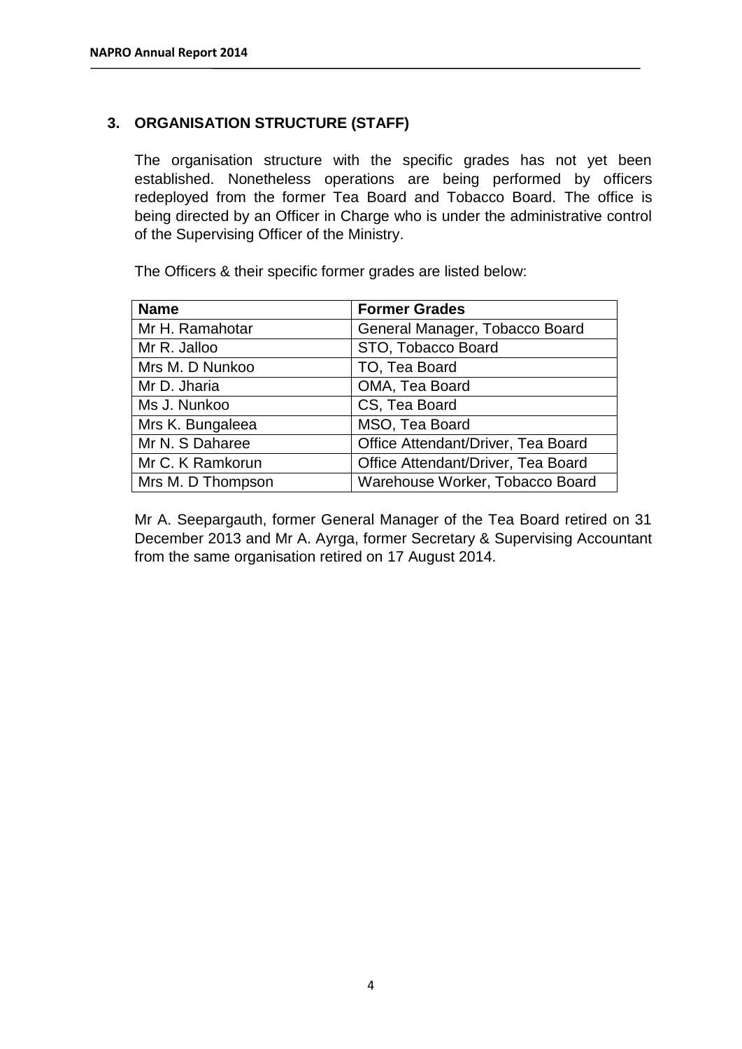## 3. ORGANISATION STRUCTURE (STAFF)

The organisation structure with the specific grades has not yet been established. Nonetheless operations are being performed by officers redeployed from the former Tea Board and Tobacco Board. The office is being directed by an Officer in Charge who is under the administrative control of the Supervising Officer of the Ministry.

The Officers & their specific former grades are listed below:

| Name | Former Grades |
|---|---|
| Mr H. Ramahotar | General Manager, Tobacco Board |
| Mr R. Jalloo | STO, Tobacco Board |
| Mrs M. D Nunkoo | TO, Tea Board |
| Mr D. Jharia | OMA, Tea Board |
| Ms J. Nunkoo | CS, Tea Board |
| Mrs K. Bungaleea | MSO, Tea Board |
| Mr N. S Daharee | Office Attendant/Driver, Tea Board |
| Mr C. K Ramkorun | Office Attendant/Driver, Tea Board |
| Mrs M. D Thompson | Warehouse Worker, Tobacco Board |

Mr A. Seepargauth, former General Manager of the Tea Board retired on 31 December 2013 and Mr A. Ayrga, former Secretary & Supervising Accountant from the same organisation retired on 17 August 2014.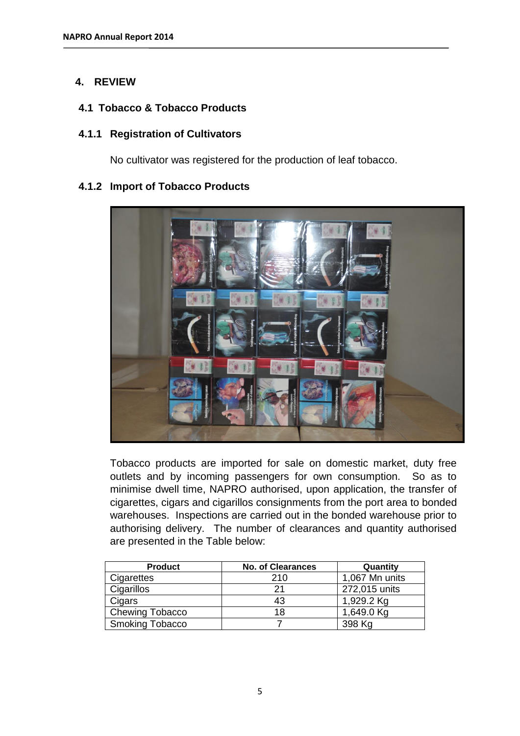# 4. REVIEW

## 4.1 Tobacco & Tobacco Products

### 4.1.1 Registration of Cultivators

No cultivator was registered for the production of leaf tobacco.

### 4.1.2 Import of Tobacco Products

Tobacco products are imported for sale on domestic market, duty free outlets and by incoming passengers for own consumption. So as to minimise dwell time, NAPRO authorised, upon application, the transfer of cigarettes, cigars and cigarillos consignments from the port area to bonded warehouses. Inspections are carried out in the bonded warehouse prior to authorising delivery. The number of clearances and quantity authorised are presented in the Table below:

| Product | No. of Clearances | Quantity |
|---|---|---|
| Cigarettes | 210 | 1,067 Mn units |
| Cigarillos | 21 | 272,015 units |
| Cigars | 43 | 1,929.2 Kg |
| Chewing Tobacco | 18 | 1,649.0 Kg |
| Smoking Tobacco | 7 | 398 Kg |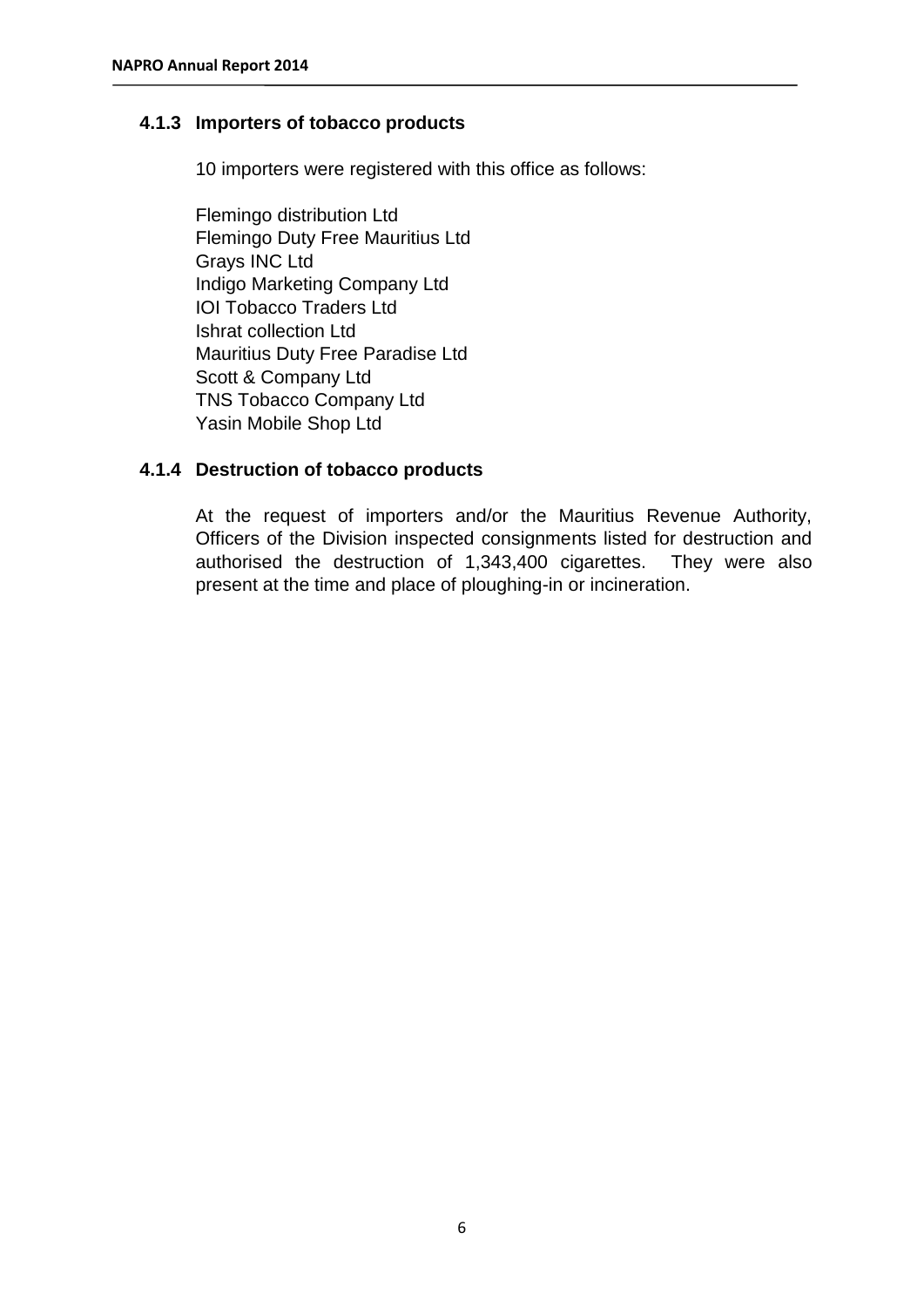#### 4.1.3 Importers of tobacco products

10 importers were registered with this office as follows:

Flemingo distribution Ltd
Flemingo Duty Free Mauritius Ltd
Grays INC Ltd
Indigo Marketing Company Ltd
IOI Tobacco Traders Ltd
Ishrat collection Ltd
Mauritius Duty Free Paradise Ltd
Scott & Company Ltd
TNS Tobacco Company Ltd
Yasin Mobile Shop Ltd

#### 4.1.4 Destruction of tobacco products

At the request of importers and/or the Mauritius Revenue Authority, Officers of the Division inspected consignments listed for destruction and authorised the destruction of 1,343,400 cigarettes. They were also present at the time and place of ploughing-in or incineration.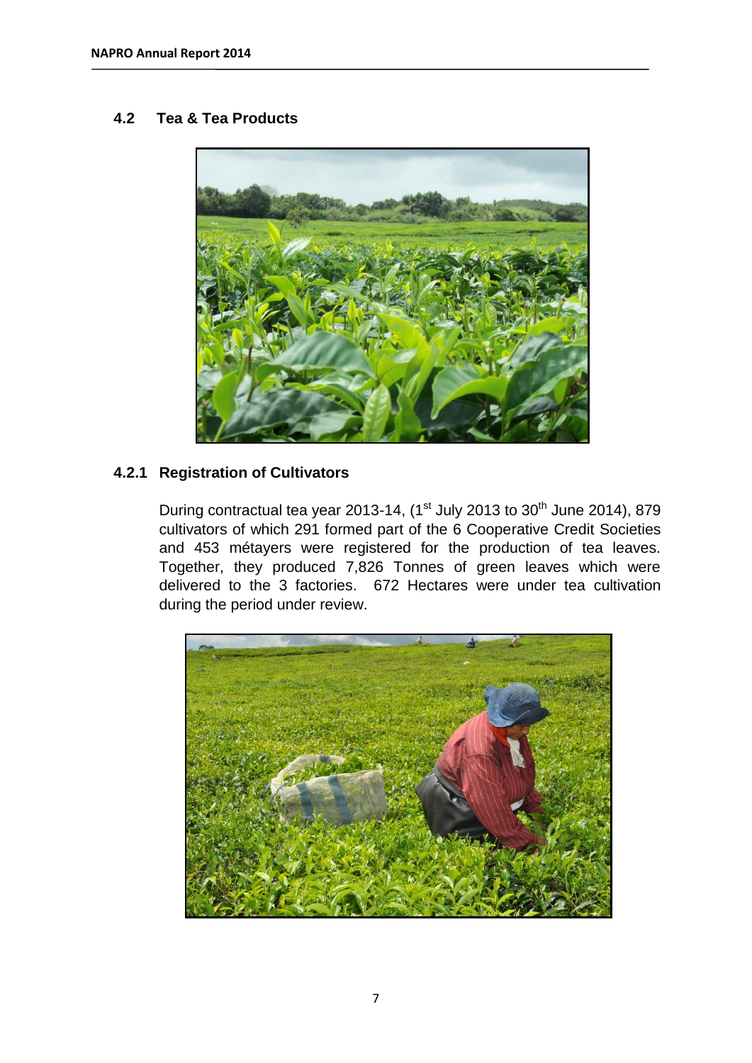## 4.2 Tea & Tea Products

### 4.2.1 Registration of Cultivators

During contractual tea year 2013-14, (1st July 2013 to 30th June 2014), 879 cultivators of which 291 formed part of the 6 Cooperative Credit Societies and 453 métayers were registered for the production of tea leaves. Together, they produced 7,826 Tonnes of green leaves which were delivered to the 3 factories. 672 Hectares were under tea cultivation during the period under review.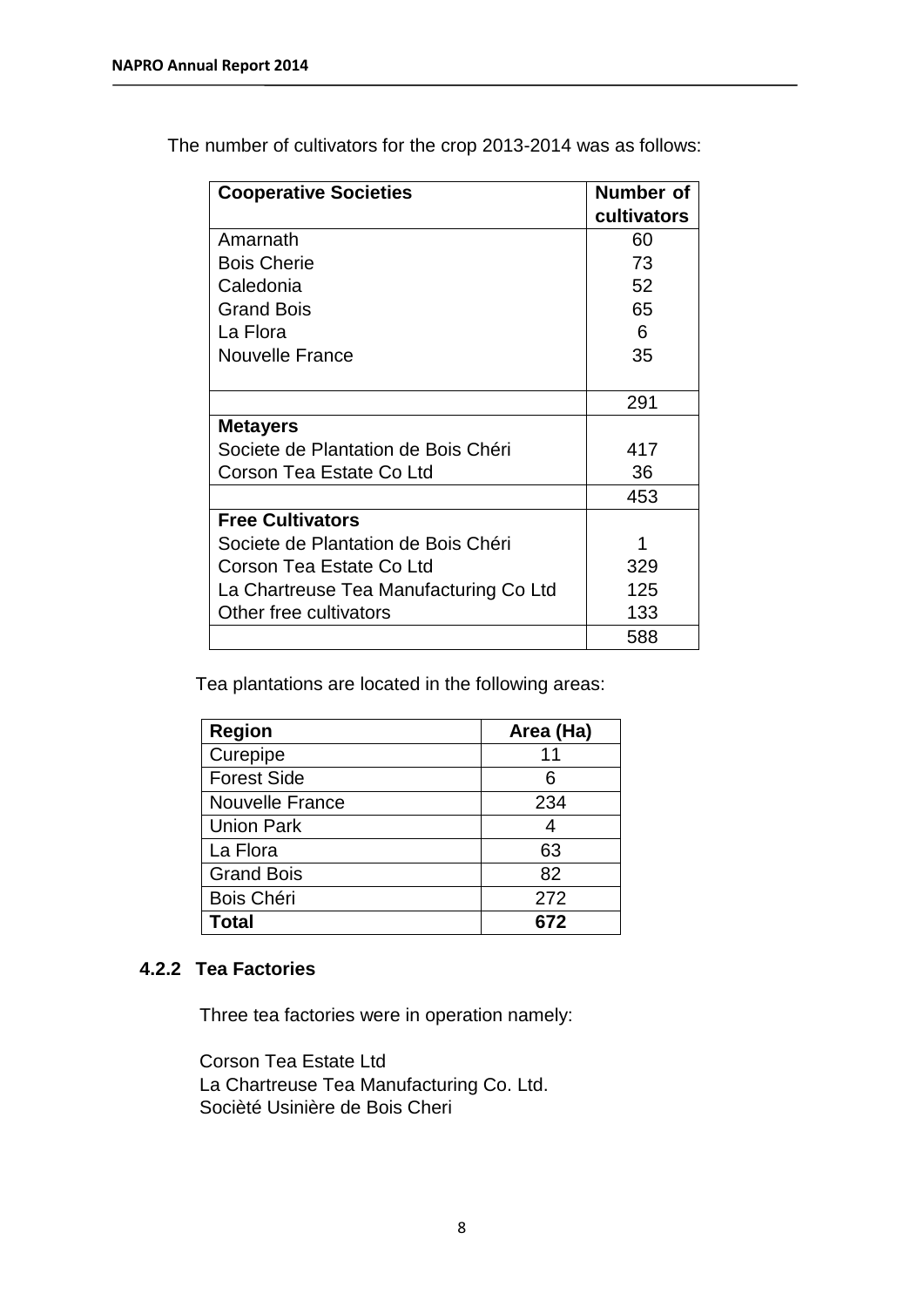The number of cultivators for the crop 2013-2014 was as follows:

| Cooperative Societies | Number of cultivators |
|---|---|
| Amarnath | 60 |
| Bois Cherie | 73 |
| Caledonia | 52 |
| Grand Bois | 65 |
| La Flora | 6 |
| Nouvelle France | 35 |
| | 291 |
| **Metayers** | |
| Societe de Plantation de Bois Chéri | 417 |
| Corson Tea Estate Co Ltd | 36 |
| | 453 |
| **Free Cultivators** | |
| Societe de Plantation de Bois Chéri | 1 |
| Corson Tea Estate Co Ltd | 329 |
| La Chartreuse Tea Manufacturing Co Ltd | 125 |
| Other free cultivators | 133 |
| | 588 |

Tea plantations are located in the following areas:

| Region | Area (Ha) |
|---|---|
| Curepipe | 11 |
| Forest Side | 6 |
| Nouvelle France | 234 |
| Union Park | 4 |
| La Flora | 63 |
| Grand Bois | 82 |
| Bois Chéri | 272 |
| **Total** | **672** |

### 4.2.2 Tea Factories

Three tea factories were in operation namely:

Corson Tea Estate Ltd
La Chartreuse Tea Manufacturing Co. Ltd.
Sociètè Usinière de Bois Cheri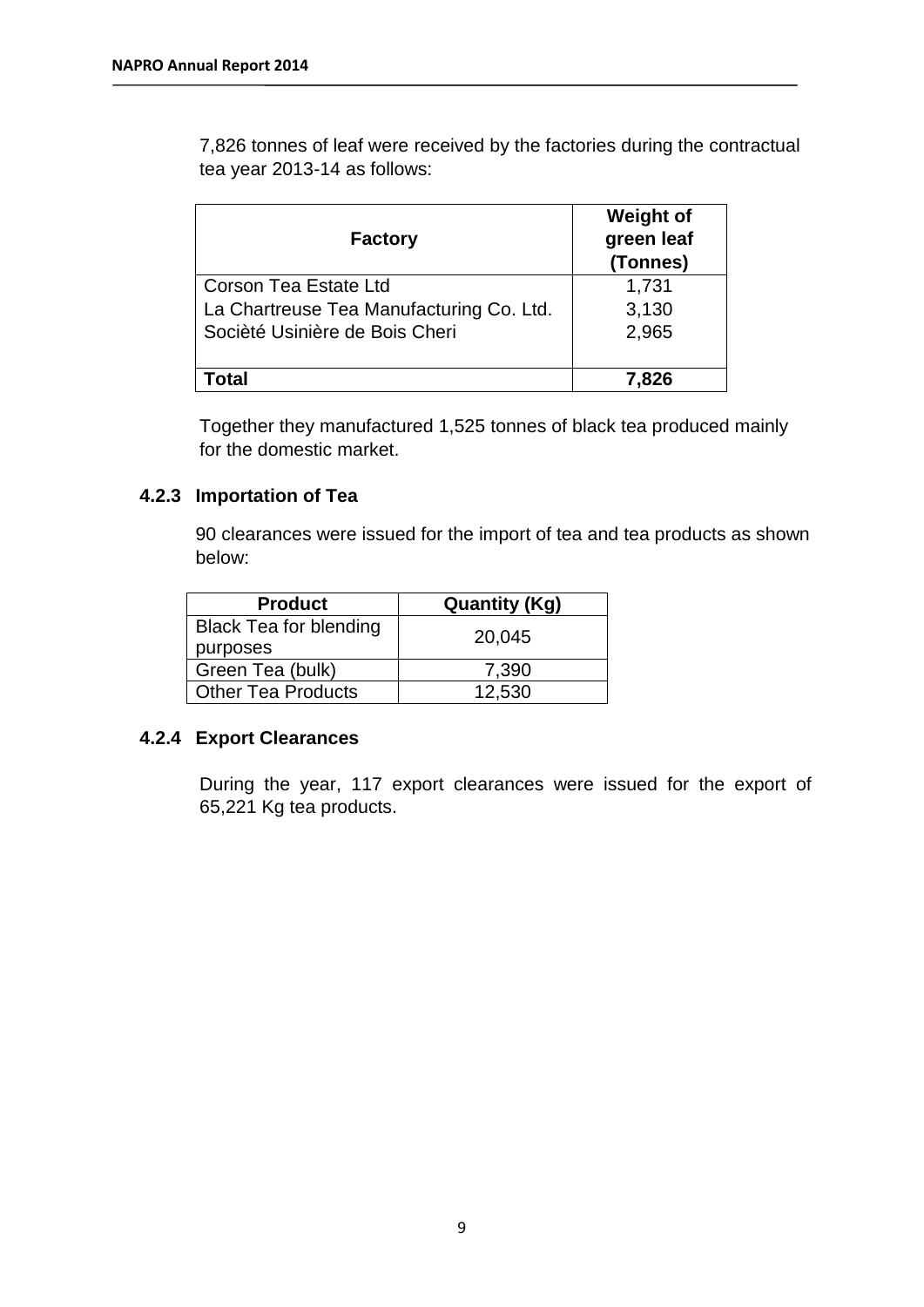7,826 tonnes of leaf were received by the factories during the contractual tea year 2013-14 as follows:

| Factory | Weight of green leaf (Tonnes) |
|---|---|
| Corson Tea Estate Ltd | 1,731 |
| La Chartreuse Tea Manufacturing Co. Ltd. | 3,130 |
| Sociètè Usinière de Bois Cheri | 2,965 |
| **Total** | **7,826** |

Together they manufactured 1,525 tonnes of black tea produced mainly for the domestic market.

### 4.2.3 Importation of Tea

90 clearances were issued for the import of tea and tea products as shown below:

| Product | Quantity (Kg) |
|---|---|
| Black Tea for blending purposes | 20,045 |
| Green Tea (bulk) | 7,390 |
| Other Tea Products | 12,530 |

### 4.2.4 Export Clearances

During the year, 117 export clearances were issued for the export of 65,221 Kg tea products.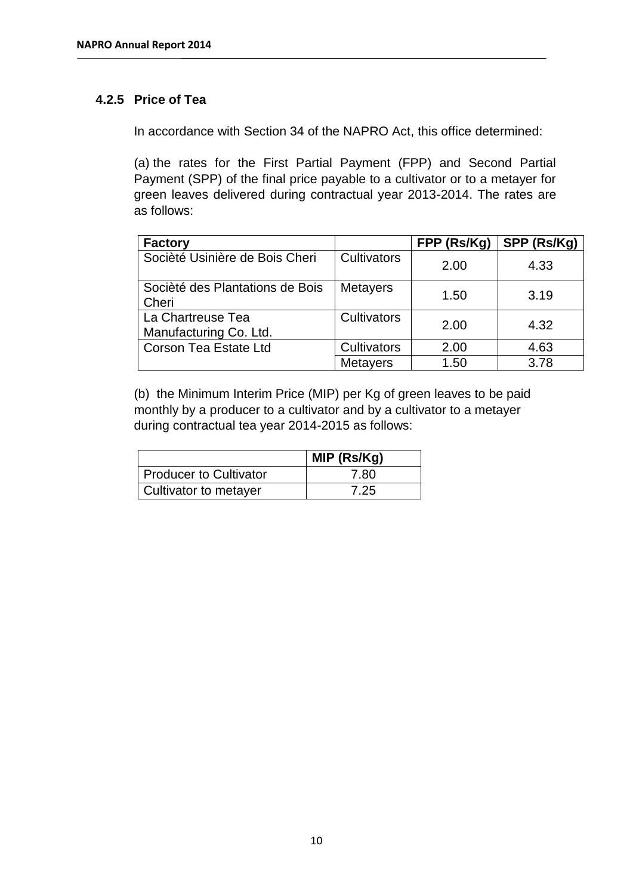### 4.2.5 Price of Tea

In accordance with Section 34 of the NAPRO Act, this office determined:

(a) the rates for the First Partial Payment (FPP) and Second Partial Payment (SPP) of the final price payable to a cultivator or to a metayer for green leaves delivered during contractual year 2013-2014. The rates are as follows:

| Factory | | FPP (Rs/Kg) | SPP (Rs/Kg) |
|---|---|---|---|
| Socièté Usinière de Bois Cheri | Cultivators | 2.00 | 4.33 |
| Socièté des Plantations de Bois Cheri | Metayers | 1.50 | 3.19 |
| La Chartreuse Tea Manufacturing Co. Ltd. | Cultivators | 2.00 | 4.32 |
| Corson Tea Estate Ltd | Cultivators | 2.00 | 4.63 |
| | Metayers | 1.50 | 3.78 |

(b) the Minimum Interim Price (MIP) per Kg of green leaves to be paid monthly by a producer to a cultivator and by a cultivator to a metayer during contractual tea year 2014-2015 as follows:

| | MIP (Rs/Kg) |
|---|---|
| Producer to Cultivator | 7.80 |
| Cultivator to metayer | 7.25 |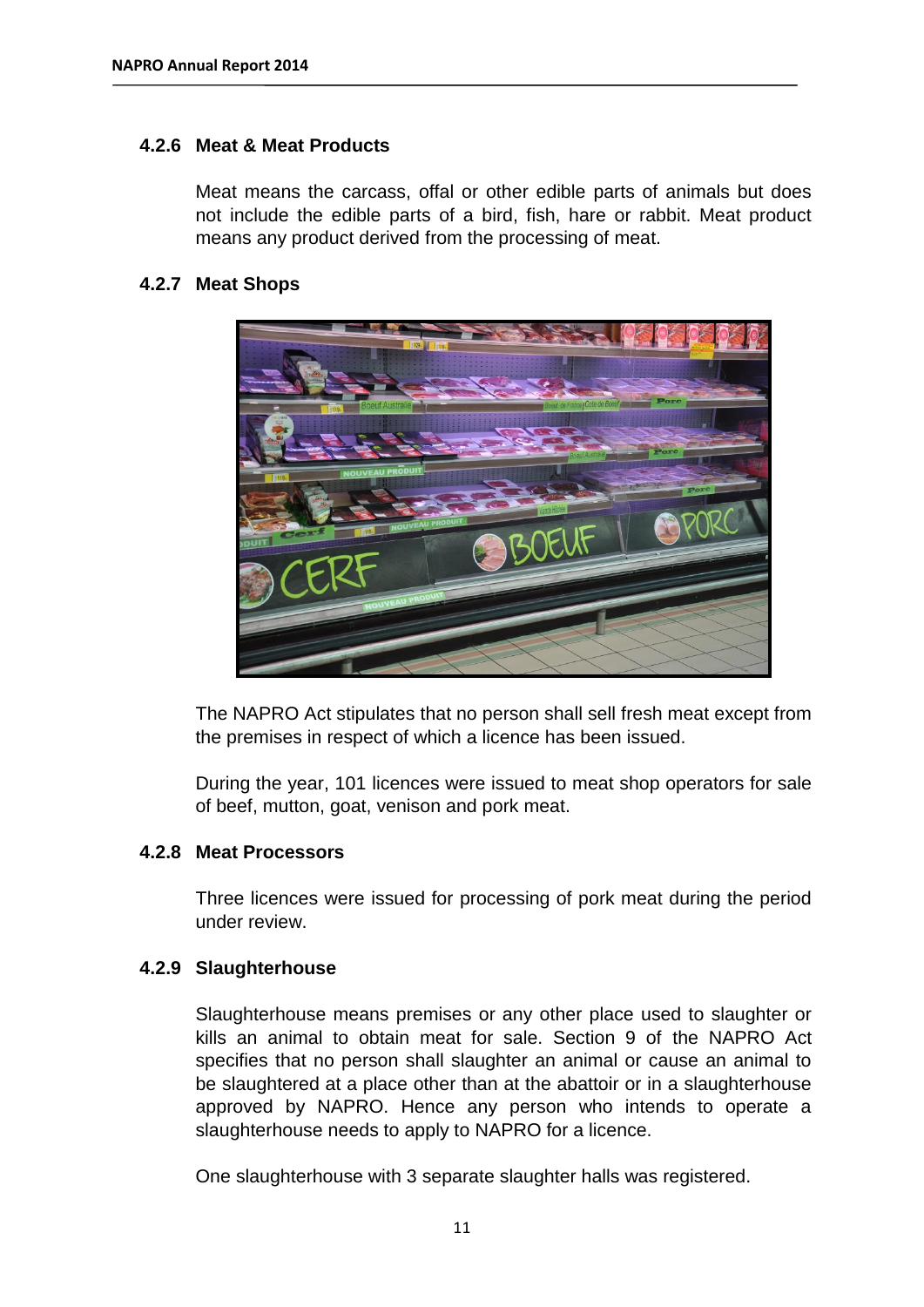### 4.2.6 Meat & Meat Products

Meat means the carcass, offal or other edible parts of animals but does not include the edible parts of a bird, fish, hare or rabbit. Meat product means any product derived from the processing of meat.

### 4.2.7 Meat Shops

The NAPRO Act stipulates that no person shall sell fresh meat except from the premises in respect of which a licence has been issued.

During the year, 101 licences were issued to meat shop operators for sale of beef, mutton, goat, venison and pork meat.

### 4.2.8 Meat Processors

Three licences were issued for processing of pork meat during the period under review.

### 4.2.9 Slaughterhouse

Slaughterhouse means premises or any other place used to slaughter or kills an animal to obtain meat for sale. Section 9 of the NAPRO Act specifies that no person shall slaughter an animal or cause an animal to be slaughtered at a place other than at the abattoir or in a slaughterhouse approved by NAPRO. Hence any person who intends to operate a slaughterhouse needs to apply to NAPRO for a licence.

One slaughterhouse with 3 separate slaughter halls was registered.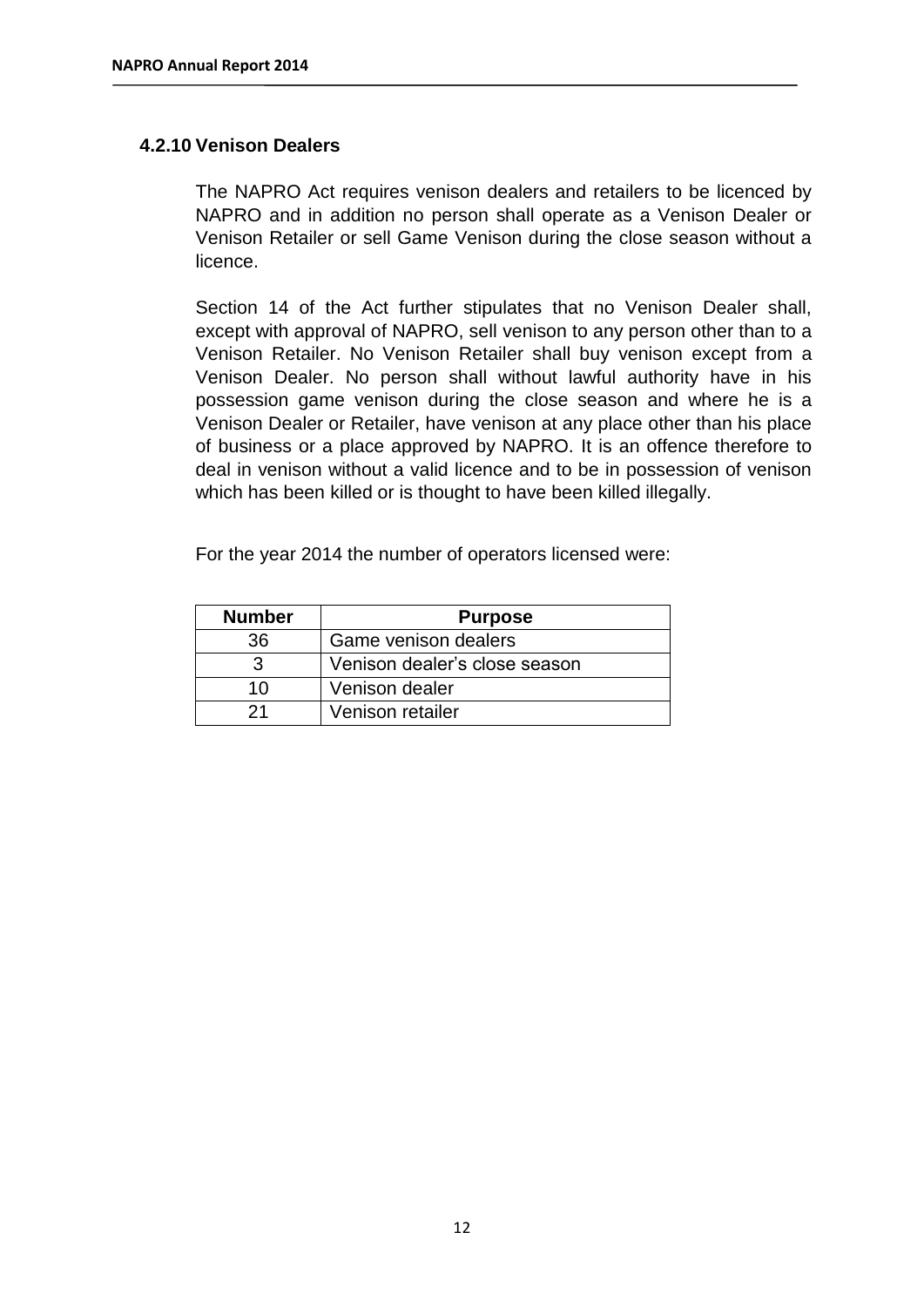### 4.2.10 Venison Dealers

The NAPRO Act requires venison dealers and retailers to be licenced by NAPRO and in addition no person shall operate as a Venison Dealer or Venison Retailer or sell Game Venison during the close season without a licence.

Section 14 of the Act further stipulates that no Venison Dealer shall, except with approval of NAPRO, sell venison to any person other than to a Venison Retailer. No Venison Retailer shall buy venison except from a Venison Dealer. No person shall without lawful authority have in his possession game venison during the close season and where he is a Venison Dealer or Retailer, have venison at any place other than his place of business or a place approved by NAPRO. It is an offence therefore to deal in venison without a valid licence and to be in possession of venison which has been killed or is thought to have been killed illegally.

For the year 2014 the number of operators licensed were:

| Number | Purpose |
|---|---|
| 36 | Game venison dealers |
| 3 | Venison dealer's close season |
| 10 | Venison dealer |
| 21 | Venison retailer |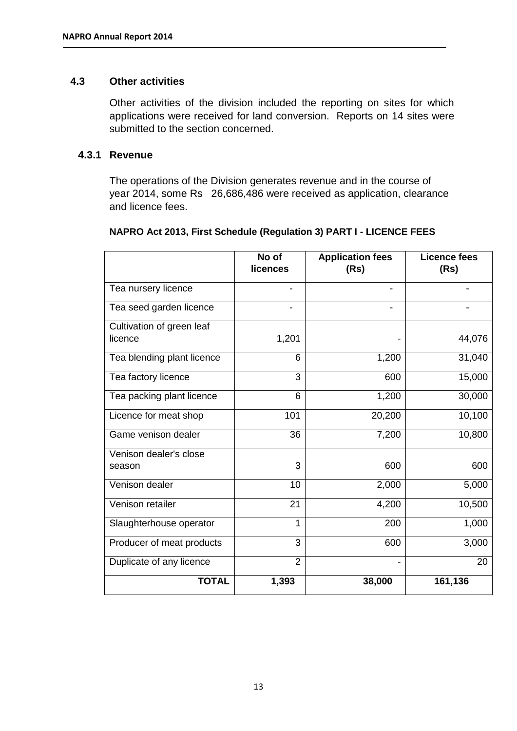### 4.3 Other activities

Other activities of the division included the reporting on sites for which applications were received for land conversion. Reports on 14 sites were submitted to the section concerned.

#### 4.3.1 Revenue

The operations of the Division generates revenue and in the course of year 2014, some Rs 26,686,486 were received as application, clearance and licence fees.

**NAPRO Act 2013, First Schedule (Regulation 3) PART I - LICENCE FEES**

| | No of licences | Application fees (Rs) | Licence fees (Rs) |
|---|---|---|---|
| Tea nursery licence | - | - | - |
| Tea seed garden licence | - | - | - |
| Cultivation of green leaf licence | 1,201 | - | 44,076 |
| Tea blending plant licence | 6 | 1,200 | 31,040 |
| Tea factory licence | 3 | 600 | 15,000 |
| Tea packing plant licence | 6 | 1,200 | 30,000 |
| Licence for meat shop | 101 | 20,200 | 10,100 |
| Game venison dealer | 36 | 7,200 | 10,800 |
| Venison dealer's close season | 3 | 600 | 600 |
| Venison dealer | 10 | 2,000 | 5,000 |
| Venison retailer | 21 | 4,200 | 10,500 |
| Slaughterhouse operator | 1 | 200 | 1,000 |
| Producer of meat products | 3 | 600 | 3,000 |
| Duplicate of any licence | 2 | - | 20 |
| **TOTAL** | **1,393** | **38,000** | **161,136** |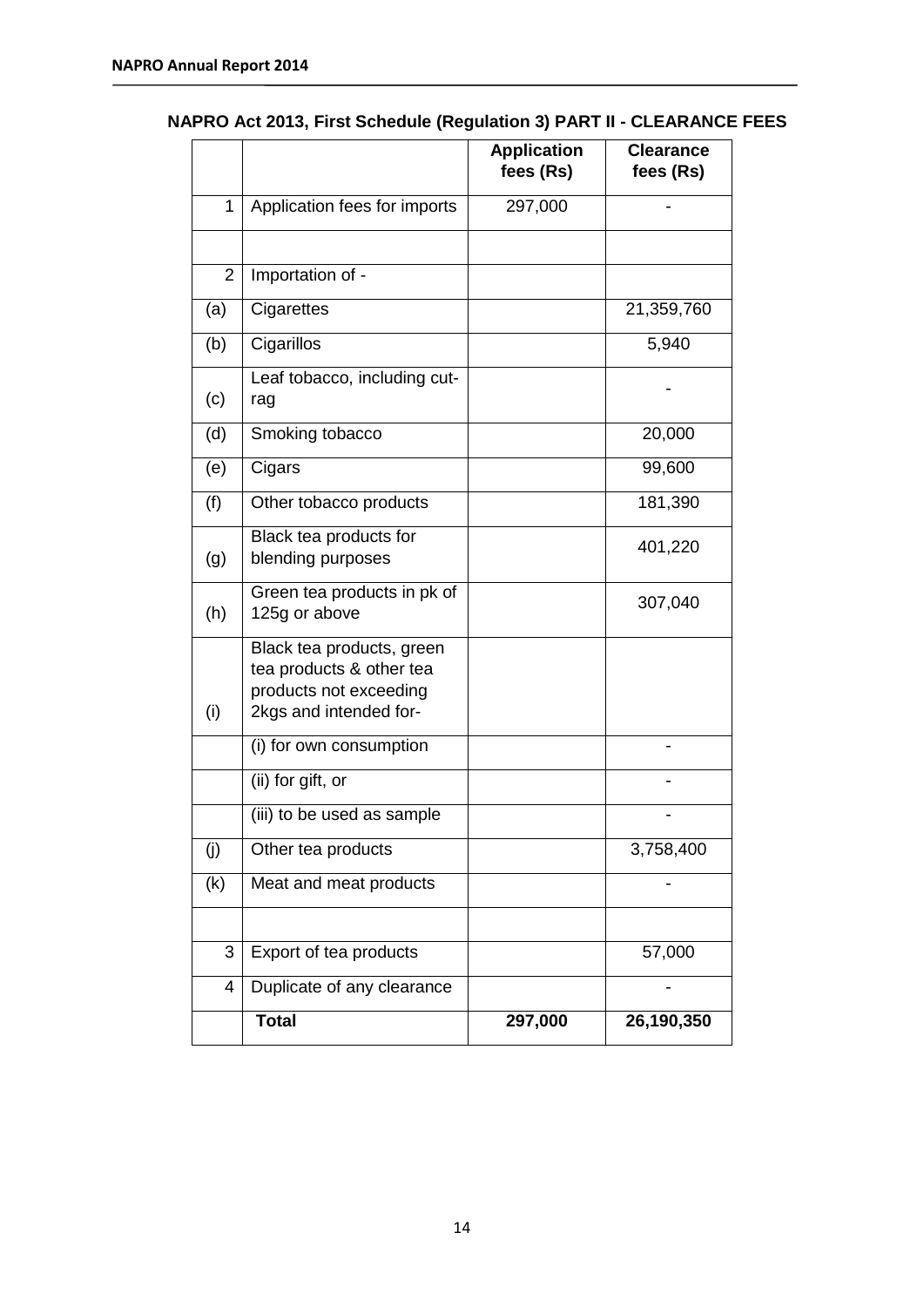**NAPRO Act 2013, First Schedule (Regulation 3) PART II - CLEARANCE FEES**

| | | Application fees (Rs) | Clearance fees (Rs) |
|---|---|---|---|
| 1 | Application fees for imports | 297,000 | - |
| | | | |
| 2 | Importation of - | | |
| (a) | Cigarettes | | 21,359,760 |
| (b) | Cigarillos | | 5,940 |
| (c) | Leaf tobacco, including cut-rag | | - |
| (d) | Smoking tobacco | | 20,000 |
| (e) | Cigars | | 99,600 |
| (f) | Other tobacco products | | 181,390 |
| (g) | Black tea products for blending purposes | | 401,220 |
| (h) | Green tea products in pk of 125g or above | | 307,040 |
| (i) | Black tea products, green tea products & other tea products not exceeding 2kgs and intended for- | | |
| | (i) for own consumption | | - |
| | (ii) for gift, or | | - |
| | (iii) to be used as sample | | - |
| (j) | Other tea products | | 3,758,400 |
| (k) | Meat and meat products | | - |
| | | | |
| 3 | Export of tea products | | 57,000 |
| 4 | Duplicate of any clearance | | - |
| | **Total** | **297,000** | **26,190,350** |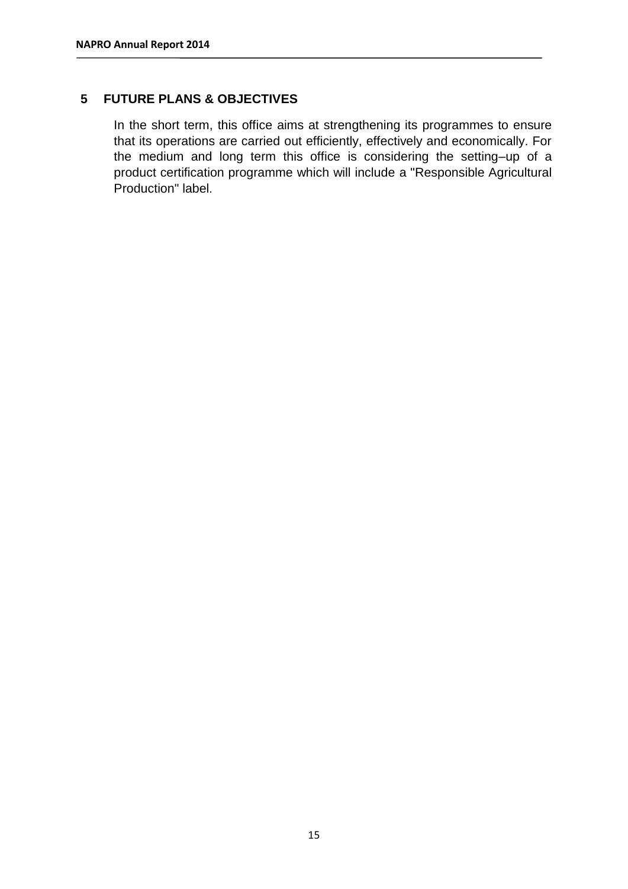## 5 FUTURE PLANS & OBJECTIVES

In the short term, this office aims at strengthening its programmes to ensure that its operations are carried out efficiently, effectively and economically. For the medium and long term this office is considering the setting–up of a product certification programme which will include a "Responsible Agricultural Production" label.